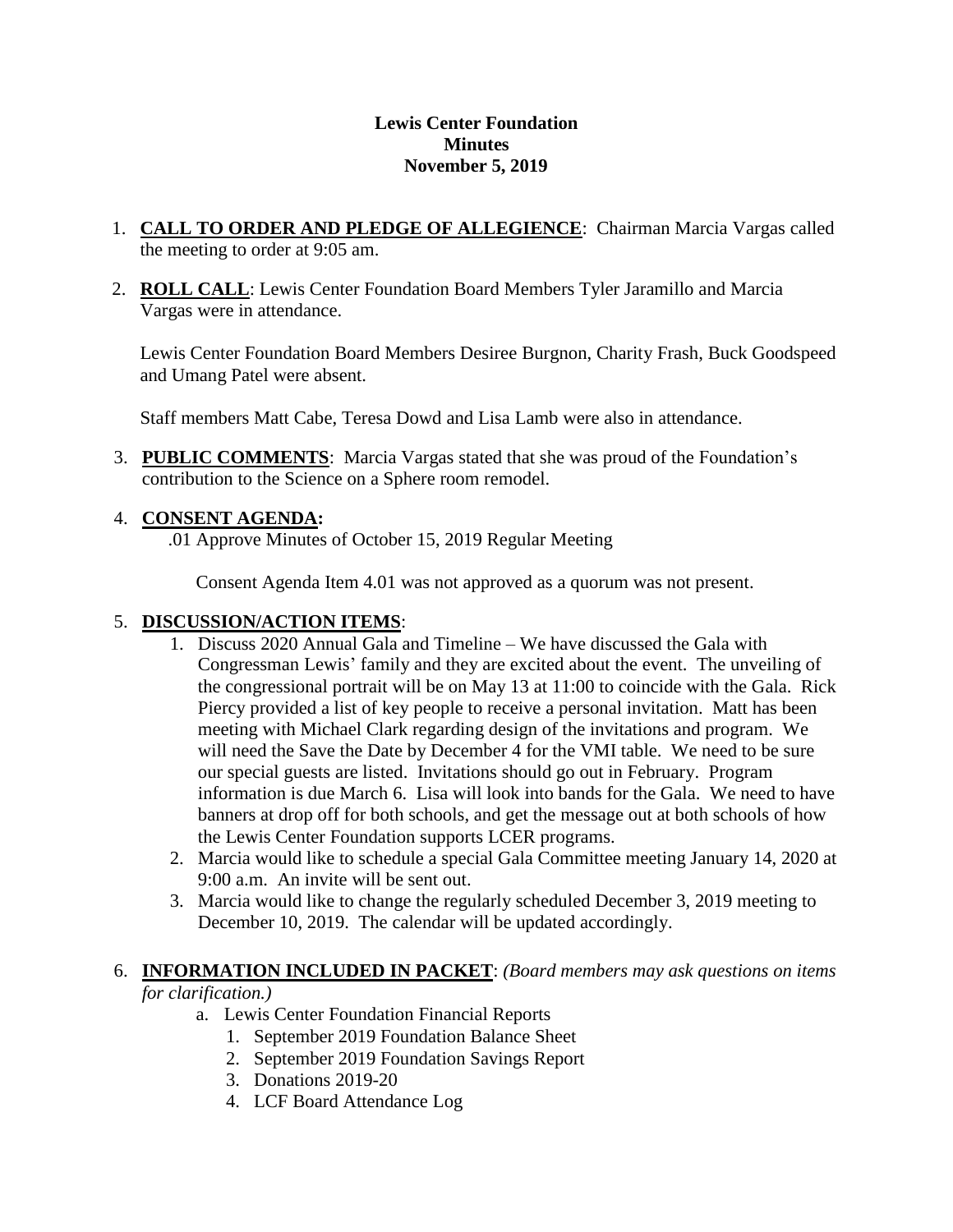# Lewis Center Foundation
## Minutes
## November 5, 2019

1. **CALL TO ORDER AND PLEDGE OF ALLEGIENCE**: Chairman Marcia Vargas called the meeting to order at 9:05 am.

2. **ROLL CALL**: Lewis Center Foundation Board Members Tyler Jaramillo and Marcia Vargas were in attendance.

   Lewis Center Foundation Board Members Desiree Burgnon, Charity Frash, Buck Goodspeed and Umang Patel were absent.

   Staff members Matt Cabe, Teresa Dowd and Lisa Lamb were also in attendance.

3. **PUBLIC COMMENTS**: Marcia Vargas stated that she was proud of the Foundation's contribution to the Science on a Sphere room remodel.

4. **CONSENT AGENDA:**

   .01 Approve Minutes of October 15, 2019 Regular Meeting

   Consent Agenda Item 4.01 was not approved as a quorum was not present.

5. **DISCUSSION/ACTION ITEMS**:
   1. Discuss 2020 Annual Gala and Timeline – We have discussed the Gala with Congressman Lewis' family and they are excited about the event. The unveiling of the congressional portrait will be on May 13 at 11:00 to coincide with the Gala. Rick Piercy provided a list of key people to receive a personal invitation. Matt has been meeting with Michael Clark regarding design of the invitations and program. We will need the Save the Date by December 4 for the VMI table. We need to be sure our special guests are listed. Invitations should go out in February. Program information is due March 6. Lisa will look into bands for the Gala. We need to have banners at drop off for both schools, and get the message out at both schools of how the Lewis Center Foundation supports LCER programs.
   2. Marcia would like to schedule a special Gala Committee meeting January 14, 2020 at 9:00 a.m. An invite will be sent out.
   3. Marcia would like to change the regularly scheduled December 3, 2019 meeting to December 10, 2019. The calendar will be updated accordingly.

6. **INFORMATION INCLUDED IN PACKET**: *(Board members may ask questions on items for clarification.)*
   a. Lewis Center Foundation Financial Reports
      1. September 2019 Foundation Balance Sheet
      2. September 2019 Foundation Savings Report
      3. Donations 2019-20
      4. LCF Board Attendance Log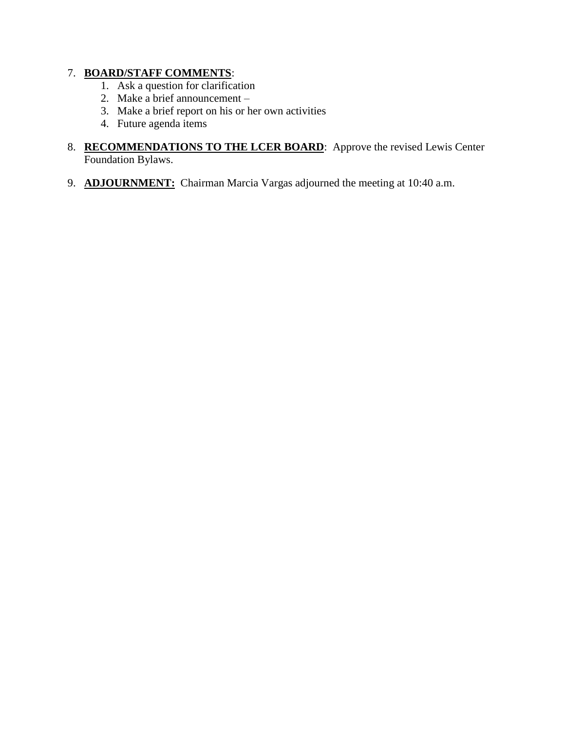7. **BOARD/STAFF COMMENTS**:
    1. Ask a question for clarification
    2. Make a brief announcement –
    3. Make a brief report on his or her own activities
    4. Future agenda items

8. **RECOMMENDATIONS TO THE LCER BOARD**: Approve the revised Lewis Center Foundation Bylaws.

9. **ADJOURNMENT:** Chairman Marcia Vargas adjourned the meeting at 10:40 a.m.